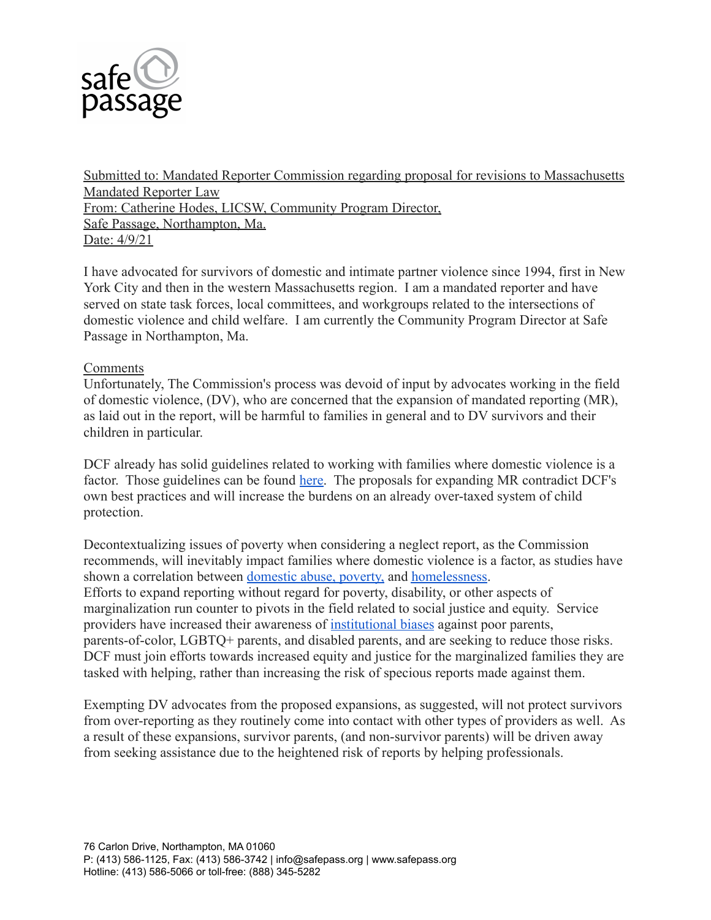safe passage

Submitted to: Mandated Reporter Commission regarding proposal for revisions to Massachusetts Mandated Reporter Law
From: Catherine Hodes, LICSW, Community Program Director,
Safe Passage, Northampton, Ma.
Date: 4/9/21

I have advocated for survivors of domestic and intimate partner violence since 1994, first in New York City and then in the western Massachusetts region. I am a mandated reporter and have served on state task forces, local committees, and workgroups related to the intersections of domestic violence and child welfare. I am currently the Community Program Director at Safe Passage in Northampton, Ma.

Comments

Unfortunately, The Commission's process was devoid of input by advocates working in the field of domestic violence, (DV), who are concerned that the expansion of mandated reporting (MR), as laid out in the report, will be harmful to families in general and to DV survivors and their children in particular.

DCF already has solid guidelines related to working with families where domestic violence is a factor. Those guidelines can be found here. The proposals for expanding MR contradict DCF's own best practices and will increase the burdens on an already over-taxed system of child protection.

Decontextualizing issues of poverty when considering a neglect report, as the Commission recommends, will inevitably impact families where domestic violence is a factor, as studies have shown a correlation between domestic abuse, poverty, and homelessness.
Efforts to expand reporting without regard for poverty, disability, or other aspects of marginalization run counter to pivots in the field related to social justice and equity. Service providers have increased their awareness of institutional biases against poor parents, parents-of-color, LGBTQ+ parents, and disabled parents, and are seeking to reduce those risks. DCF must join efforts towards increased equity and justice for the marginalized families they are tasked with helping, rather than increasing the risk of specious reports made against them.

Exempting DV advocates from the proposed expansions, as suggested, will not protect survivors from over-reporting as they routinely come into contact with other types of providers as well. As a result of these expansions, survivor parents, (and non-survivor parents) will be driven away from seeking assistance due to the heightened risk of reports by helping professionals.

76 Carlon Drive, Northampton, MA 01060
P: (413) 586-1125, Fax: (413) 586-3742 | info@safepass.org | www.safepass.org
Hotline: (413) 586-5066 or toll-free: (888) 345-5282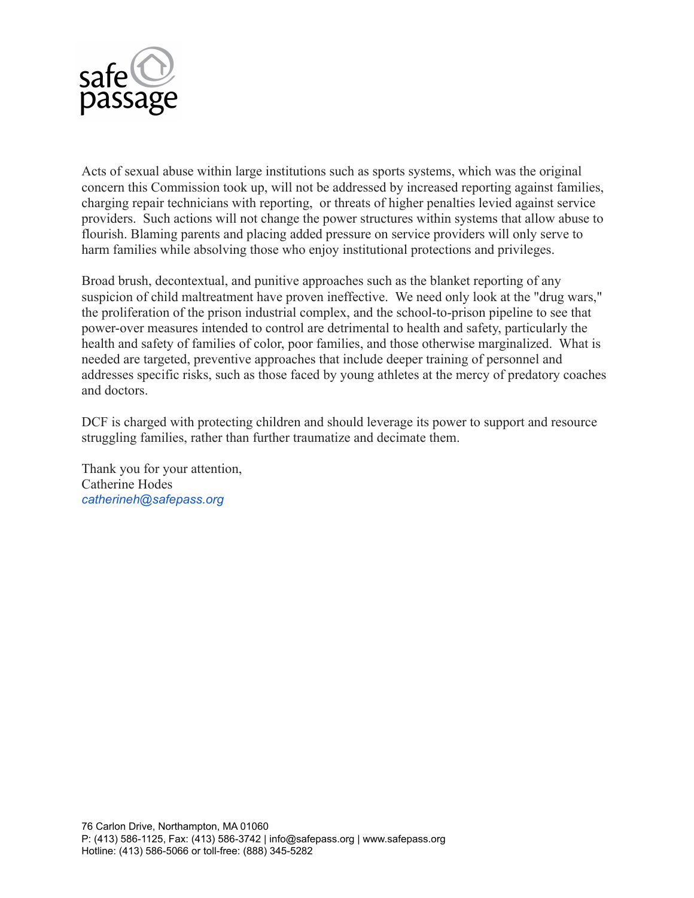safe passage

Acts of sexual abuse within large institutions such as sports systems, which was the original concern this Commission took up, will not be addressed by increased reporting against families, charging repair technicians with reporting, or threats of higher penalties levied against service providers. Such actions will not change the power structures within systems that allow abuse to flourish. Blaming parents and placing added pressure on service providers will only serve to harm families while absolving those who enjoy institutional protections and privileges.

Broad brush, decontextual, and punitive approaches such as the blanket reporting of any suspicion of child maltreatment have proven ineffective. We need only look at the "drug wars," the proliferation of the prison industrial complex, and the school-to-prison pipeline to see that power-over measures intended to control are detrimental to health and safety, particularly the health and safety of families of color, poor families, and those otherwise marginalized. What is needed are targeted, preventive approaches that include deeper training of personnel and addresses specific risks, such as those faced by young athletes at the mercy of predatory coaches and doctors.

DCF is charged with protecting children and should leverage its power to support and resource struggling families, rather than further traumatize and decimate them.

Thank you for your attention,
Catherine Hodes
*catherineh@safepass.org*

76 Carlon Drive, Northampton, MA 01060
P: (413) 586-1125, Fax: (413) 586-3742 | info@safepass.org | www.safepass.org
Hotline: (413) 586-5066 or toll-free: (888) 345-5282